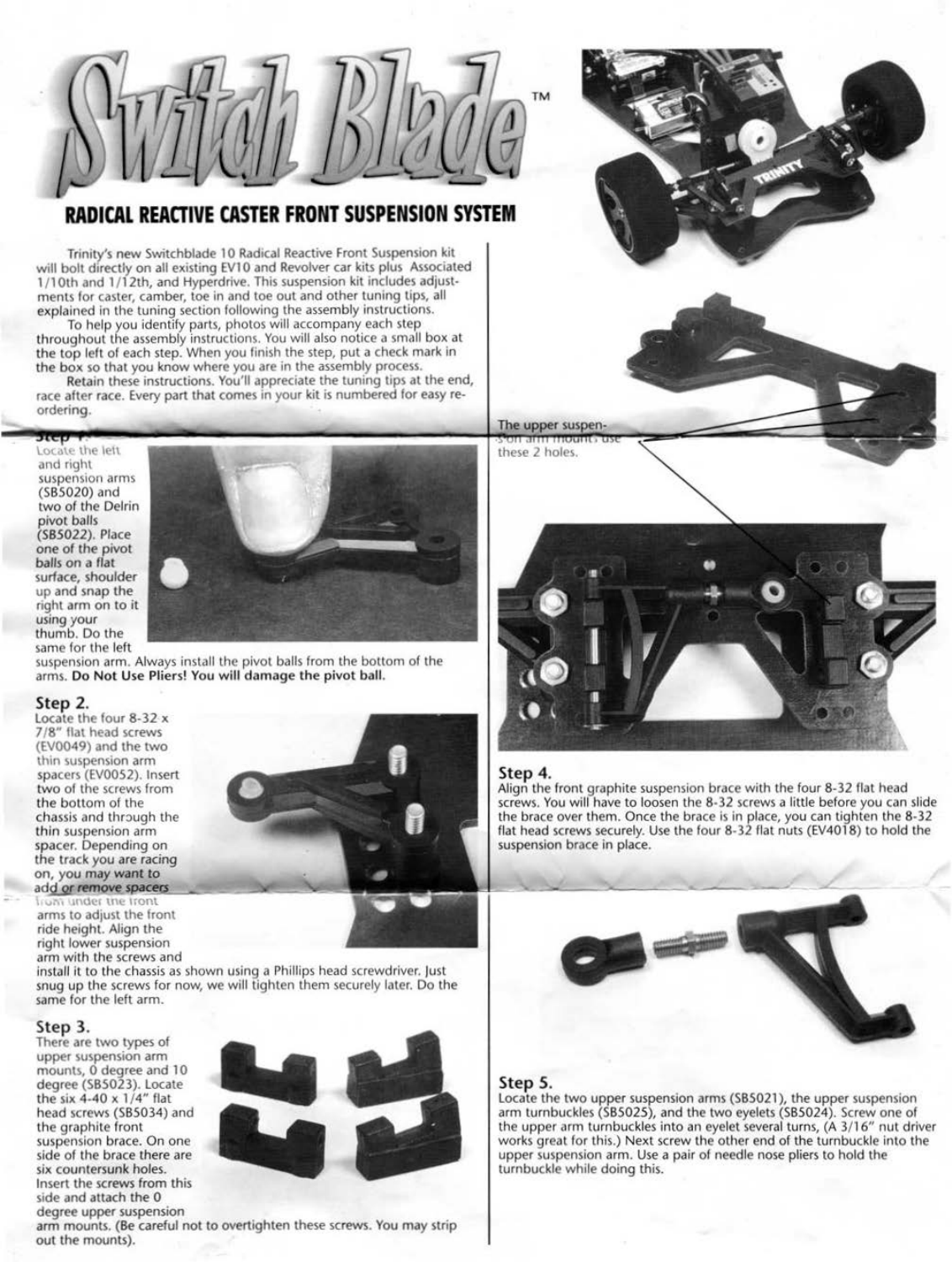# Switch Blade™

## RADICAL REACTIVE CASTER FRONT SUSPENSION SYSTEM

Trinity's new Switchblade 10 Radical Reactive Front Suspension kit will bolt directly on all existing EV10 and Revolver car kits plus Associated 1/10th and 1/12th, and Hyperdrive. This suspension kit includes adjustments for caster, camber, toe in and toe out and other tuning tips, all explained in the tuning section following the assembly instructions.

To help you identify parts, photos will accompany each step throughout the assembly instructions. You will also notice a small box at the top left of each step. When you finish the step, put a check mark in the box so that you know where you are in the assembly process.

Retain these instructions. You'll appreciate the tuning tips at the end, race after race. Every part that comes in your kit is numbered for easy re-ordering.

### Step 1.

Locate the left and right suspension arms (SB5020) and two of the Delrin pivot balls (SB5022). Place one of the pivot balls on a flat surface, shoulder up and snap the right arm on to it using your thumb. Do the same for the left suspension arm. Always install the pivot balls from the bottom of the arms. **Do Not Use Pliers! You will damage the pivot ball.**

### Step 2.

Locate the four 8-32 x 7/8" flat head screws (EV0049) and the two thin suspension arm spacers (EV0052). Insert two of the screws from the bottom of the chassis and through the thin suspension arm spacer. Depending on the track you are racing on, you may want to add or remove spacers from under the front arms to adjust the front ride height. Align the right lower suspension arm with the screws and install it to the chassis as shown using a Phillips head screwdriver. Just snug up the screws for now, we will tighten them securely later. Do the same for the left arm.

### Step 3.

There are two types of upper suspension arm mounts, 0 degree and 10 degree (SB5023). Locate the six 4-40 x 1/4" flat head screws (SB5034) and the graphite front suspension brace. On one side of the brace there are six countersunk holes. Insert the screws from this side and attach the 0 degree upper suspension arm mounts. (Be careful not to overtighten these screws. You may strip out the mounts).

The upper suspension arm mounts use these 2 holes.

### Step 4.

Align the front graphite suspension brace with the four 8-32 flat head screws. You will have to loosen the 8-32 screws a little before you can slide the brace over them. Once the brace is in place, you can tighten the 8-32 flat head screws securely. Use the four 8-32 flat nuts (EV4018) to hold the suspension brace in place.

### Step 5.

Locate the two upper suspension arms (SB5021), the upper suspension arm turnbuckles (SB5025), and the two eyelets (SB5024). Screw one of the upper arm turnbuckles into an eyelet several turns, (A 3/16" nut driver works great for this.) Next screw the other end of the turnbuckle into the upper suspension arm. Use a pair of needle nose pliers to hold the turnbuckle while doing this.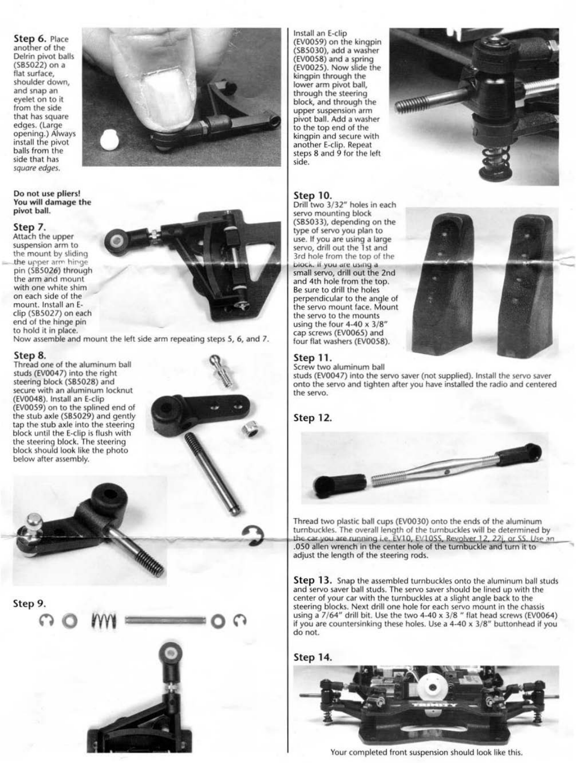**Step 6.** Place another of the Delrin pivot balls (SB5022) on a flat surface, shoulder down, and snap an eyelet on to it from the side that has square edges. (Large opening.) Always install the pivot balls from the side that has *square edges.*

**Do not use pliers! You will damage the pivot ball.**

**Step 7.**
Attach the upper suspension arm to the mount by sliding the upper arm hinge pin (SB5026) through the arm and mount with one white shim on each side of the mount. Install an E-clip (SB5027) on each end of the hinge pin to hold it in place.
Now assemble and mount the left side arm repeating steps 5, 6, and 7.

**Step 8.**
Thread one of the aluminum ball studs (EV0047) into the right steering block (SB5028) and secure with an aluminum locknut (EV0048). Install an E-clip (EV0059) on to the splined end of the stub axle (SB5029) and gently tap the stub axle into the steering block until the E-clip is flush with the steering block. The steering block should look like the photo below after assembly.

**Step 9.**

Install an E-clip (EV0059) on the kingpin (SB5030), add a washer (EV0058) and a spring (EV0025). Now slide the kingpin through the lower arm pivot ball, through the steering block, and through the upper suspension arm pivot ball. Add a washer to the top end of the kingpin and secure with another E-clip. Repeat steps 8 and 9 for the left side.

**Step 10.**
Drill two 3/32" holes in each servo mounting block (SB5033), depending on the type of servo you plan to use. If you are using a large servo, drill out the 1st and 3rd hole from the top of the block. If you are using a small servo, drill out the 2nd and 4th hole from the top. Be sure to drill the holes perpendicular to the angle of the servo mount face. Mount the servo to the mounts using the four 4-40 x 3/8" cap screws (EV0065) and four flat washers (EV0058).

**Step 11.**
Screw two aluminum ball studs (EV0047) into the servo saver (not supplied). Install the servo saver onto the servo and tighten after you have installed the radio and centered the servo.

**Step 12.**

Thread two plastic ball cups (EV0030) onto the ends of the aluminum turnbuckles. The overall length of the turnbuckles will be determined by the car you are running i.e. EV10, EV10SS, Revolver 12, 22j, or SS. Use an .050 allen wrench in the center hole of the turnbuckle and turn it to adjust the length of the steering rods.

**Step 13.** Snap the assembled turnbuckles onto the aluminum ball studs and servo saver ball studs. The servo saver should be lined up with the center of your car with the turnbuckles at a slight angle back to the steering blocks. Next drill one hole for each servo mount in the chassis using a 7/64" drill bit. Use the two 4-40 x 3/8 " flat head screws (EV0064) if you are countersinking these holes. Use a 4-40 x 3/8" buttonhead if you do not.

**Step 14.**

Your completed front suspension should look like this.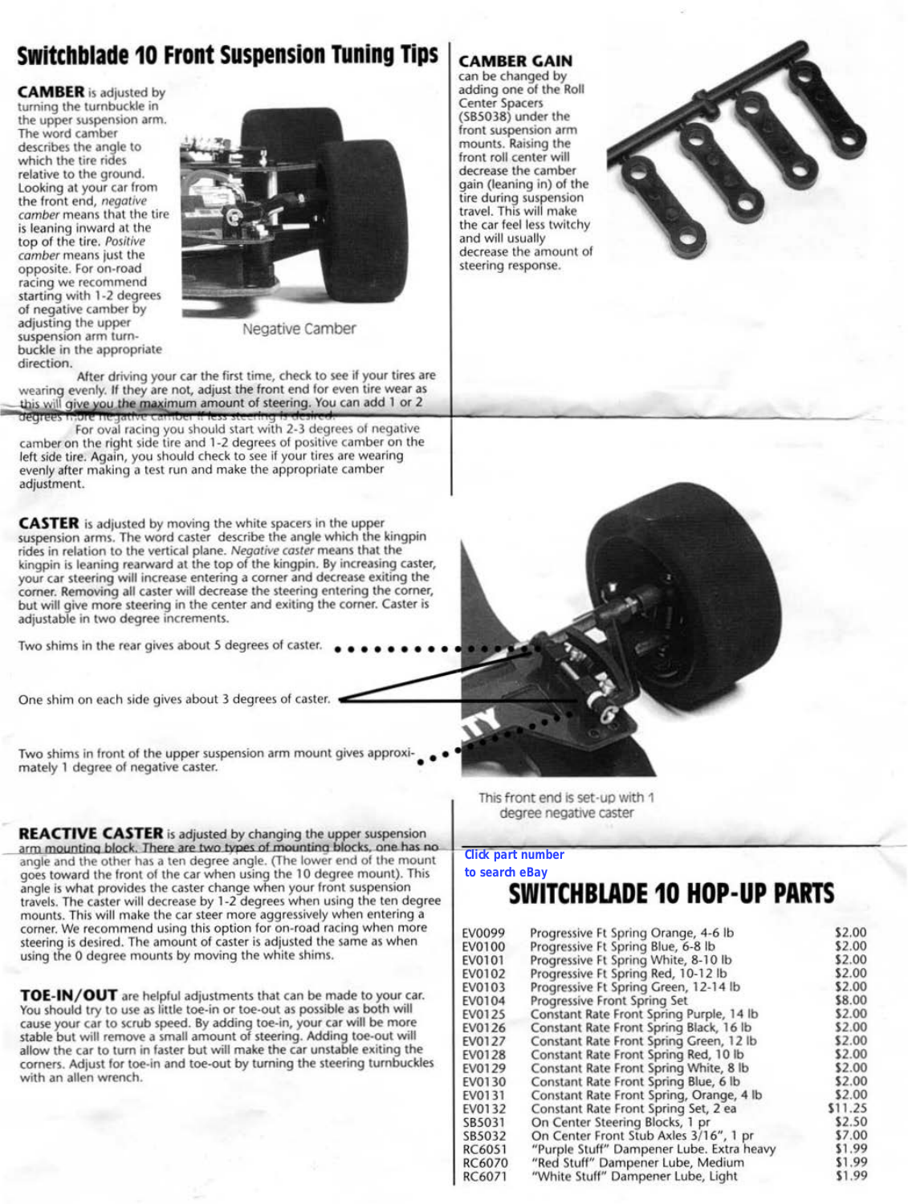# Switchblade 10 Front Suspension Tuning Tips

**CAMBER** is adjusted by turning the turnbuckle in the upper suspension arm. The word camber describes the angle to which the tire rides relative to the ground. Looking at your car from the front end, *negative camber* means that the tire is leaning inward at the top of the tire. *Positive camber* means just the opposite. For on-road racing we recommend starting with 1-2 degrees of negative camber by adjusting the upper suspension arm turnbuckle in the appropriate direction.

Negative Camber

After driving your car the first time, check to see if your tires are wearing evenly. If they are not, adjust the front end for even tire wear as this will give you the maximum amount of steering. You can add 1 or 2 degrees more negative camber if less steering is desired.

For oval racing you should start with 2-3 degrees of negative camber on the right side tire and 1-2 degrees of positive camber on the left side tire. Again, you should check to see if your tires are wearing evenly after making a test run and make the appropriate camber adjustment.

**CAMBER GAIN** can be changed by adding one of the Roll Center Spacers (SB5038) under the front suspension arm mounts. Raising the front roll center will decrease the camber gain (leaning in) of the tire during suspension travel. This will make the car feel less twitchy and will usually decrease the amount of steering response.

**CASTER** is adjusted by moving the white spacers in the upper suspension arms. The word caster describe the angle which the kingpin rides in relation to the vertical plane. *Negative caster* means that the kingpin is leaning rearward at the top of the kingpin. By increasing caster, your car steering will increase entering a corner and decrease exiting the corner. Removing all caster will decrease the steering entering the corner, but will give more steering in the center and exiting the corner. Caster is adjustable in two degree increments.

Two shims in the rear gives about 5 degrees of caster.

One shim on each side gives about 3 degrees of caster.

Two shims in front of the upper suspension arm mount gives approximately 1 degree of negative caster.

This front end is set-up with 1 degree negative caster

**REACTIVE CASTER** is adjusted by changing the upper suspension arm mounting block. There are two types of mounting blocks, one has no angle and the other has a ten degree angle. (The lower end of the mount goes toward the front of the car when using the 10 degree mount). This angle is what provides the caster change when your front suspension travels. The caster will decrease by 1-2 degrees when using the ten degree mounts. This will make the car steer more aggressively when entering a corner. We recommend using this option for on-road racing when more steering is desired. The amount of caster is adjusted the same as when using the 0 degree mounts by moving the white shims.

**TOE-IN/OUT** are helpful adjustments that can be made to your car. You should try to use as little toe-in or toe-out as possible as both will cause your car to scrub speed. By adding toe-in, your car will be more stable but will remove a small amount of steering. Adding toe-out will allow the car to turn in faster but will make the car unstable exiting the corners. Adjust for toe-in and toe-out by turning the steering turnbuckles with an allen wrench.

Click part number to search eBay

## SWITCHBLADE 10 HOP-UP PARTS

| | | |
|---|---|---|
| EV0099 | Progressive Ft Spring Orange, 4-6 lb | $2.00 |
| EV0100 | Progressive Ft Spring Blue, 6-8 lb | $2.00 |
| EV0101 | Progressive Ft Spring White, 8-10 lb | $2.00 |
| EV0102 | Progressive Ft Spring Red, 10-12 lb | $2.00 |
| EV0103 | Progressive Ft Spring Green, 12-14 lb | $2.00 |
| EV0104 | Progressive Front Spring Set | $8.00 |
| EV0125 | Constant Rate Front Spring Purple, 14 lb | $2.00 |
| EV0126 | Constant Rate Front Spring Black, 16 lb | $2.00 |
| EV0127 | Constant Rate Front Spring Green, 12 lb | $2.00 |
| EV0128 | Constant Rate Front Spring Red, 10 lb | $2.00 |
| EV0129 | Constant Rate Front Spring White, 8 lb | $2.00 |
| EV0130 | Constant Rate Front Spring Blue, 6 lb | $2.00 |
| EV0131 | Constant Rate Front Spring, Orange, 4 lb | $2.00 |
| EV0132 | Constant Rate Front Spring Set, 2 ea | $11.25 |
| SB5031 | On Center Steering Blocks, 1 pr | $2.50 |
| SB5032 | On Center Front Stub Axles 3/16", 1 pr | $7.00 |
| RC6051 | "Purple Stuff" Dampener Lube. Extra heavy | $1.99 |
| RC6070 | "Red Stuff" Dampener Lube, Medium | $1.99 |
| RC6071 | "White Stuff" Dampener Lube, Light | $1.99 |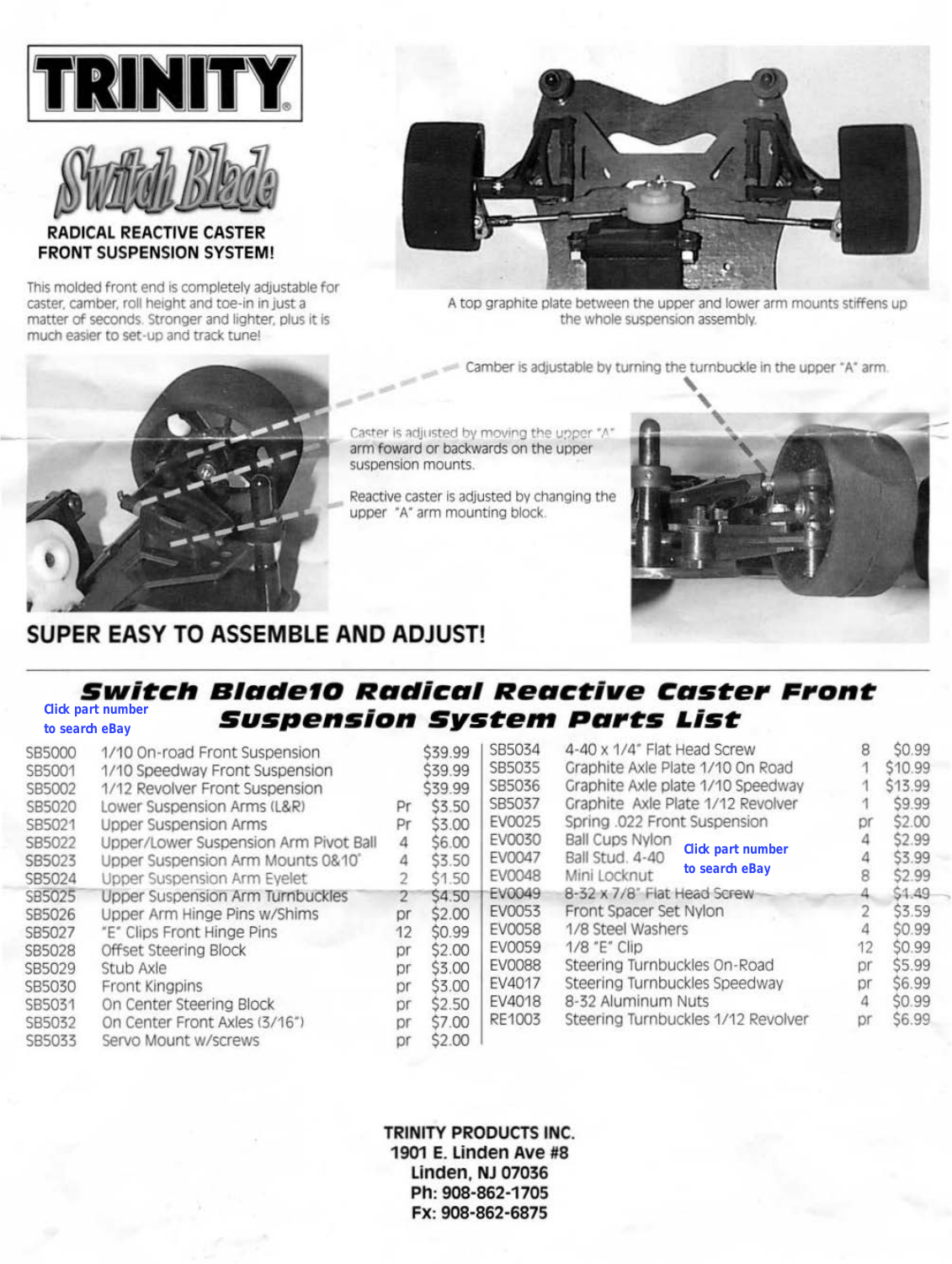# TRINITY

## Switch Blade

### RADICAL REACTIVE CASTER FRONT SUSPENSION SYSTEM!

This molded front end is completely adjustable for caster, camber, roll height and toe-in in just a matter of seconds. Stronger and lighter, plus it is much easier to set-up and track tune!

A top graphite plate between the upper and lower arm mounts stiffens up the whole suspension assembly.

Camber is adjustable by turning the turnbuckle in the upper "A" arm.

Caster is adjusted by moving the upper "A" arm foward or backwards on the upper suspension mounts.

Reactive caster is adjusted by changing the upper "A" arm mounting block.

## SUPER EASY TO ASSEMBLE AND ADJUST!

## Switch Blade10 Radical Reactive Caster Front Suspension System Parts List

Click part number to search eBay

| | | | |
|---|---|---|---|
| SB5000 | 1/10 On-road Front Suspension | | $39.99 |
| SB5001 | 1/10 Speedway Front Suspension | | $39.99 |
| SB5002 | 1/12 Revolver Front Suspension | | $39.99 |
| SB5020 | Lower Suspension Arms (L&R) | Pr | $3.50 |
| SB5021 | Upper Suspension Arms | Pr | $3.00 |
| SB5022 | Upper/Lower Suspension Arm Pivot Ball | 4 | $6.00 |
| SB5023 | Upper Suspension Arm Mounts 0&10° | 4 | $3.50 |
| SB5024 | Upper Suspension Arm Eyelet | 2 | $1.50 |
| SB5025 | Upper Suspension Arm Turnbuckles | 2 | $4.50 |
| SB5026 | Upper Arm Hinge Pins w/Shims | pr | $2.00 |
| SB5027 | "E" Clips Front Hinge Pins | 12 | $0.99 |
| SB5028 | Offset Steering Block | pr | $2.00 |
| SB5029 | Stub Axle | pr | $3.00 |
| SB5030 | Front Kingpins | pr | $3.00 |
| SB5031 | On Center Steering Block | pr | $2.50 |
| SB5032 | On Center Front Axles (3/16") | pr | $7.00 |
| SB5033 | Servo Mount w/screws | pr | $2.00 |
| SB5034 | 4-40 x 1/4" Flat Head Screw | 8 | $0.99 |
| SB5035 | Graphite Axle Plate 1/10 On Road | 1 | $10.99 |
| SB5036 | Graphite Axle plate 1/10 Speedway | 1 | $13.99 |
| SB5037 | Graphite Axle Plate 1/12 Revolver | 1 | $9.99 |
| EV0025 | Spring .022 Front Suspension | pr | $2.00 |
| EV0030 | Ball Cups Nylon | 4 | $2.99 |
| EV0047 | Ball Stud. 4-40 | 4 | $3.99 |
| EV0048 | Mini Locknut | 8 | $2.99 |
| EV0049 | 8-32 x 7/8" Flat Head Screw | 4 | $1.49 |
| EV0053 | Front Spacer Set Nylon | 2 | $3.59 |
| EV0058 | 1/8 Steel Washers | 4 | $0.99 |
| EV0059 | 1/8 "E" Clip | 12 | $0.99 |
| EV0088 | Steering Turnbuckles On-Road | pr | $5.99 |
| EV4017 | Steering Turnbuckles Speedway | pr | $6.99 |
| EV4018 | 8-32 Aluminum Nuts | 4 | $0.99 |
| RE1003 | Steering Turnbuckles 1/12 Revolver | pr | $6.99 |

Click part number to search eBay

**TRINITY PRODUCTS INC.**
**1901 E. Linden Ave #8**
**Linden, NJ 07036**
**Ph: 908-862-1705**
**Fx: 908-862-6875**